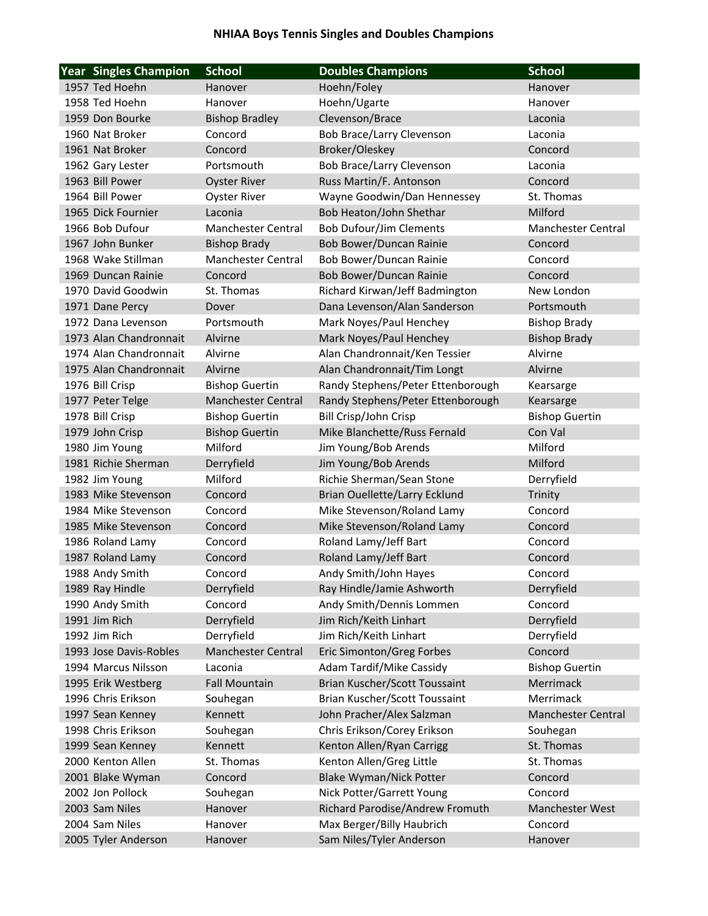# NHIAA Boys Tennis Singles and Doubles Champions

| Year | Singles Champion | School | Doubles Champions | School |
|---|---|---|---|---|
| 1957 | Ted Hoehn | Hanover | Hoehn/Foley | Hanover |
| 1958 | Ted Hoehn | Hanover | Hoehn/Ugarte | Hanover |
| 1959 | Don Bourke | Bishop Bradley | Clevenson/Brace | Laconia |
| 1960 | Nat Broker | Concord | Bob Brace/Larry Clevenson | Laconia |
| 1961 | Nat Broker | Concord | Broker/Oleskey | Concord |
| 1962 | Gary Lester | Portsmouth | Bob Brace/Larry Clevenson | Laconia |
| 1963 | Bill Power | Oyster River | Russ Martin/F. Antonson | Concord |
| 1964 | Bill Power | Oyster River | Wayne Goodwin/Dan Hennessey | St. Thomas |
| 1965 | Dick Fournier | Laconia | Bob Heaton/John Shethar | Milford |
| 1966 | Bob Dufour | Manchester Central | Bob Dufour/Jim Clements | Manchester Central |
| 1967 | John Bunker | Bishop Brady | Bob Bower/Duncan Rainie | Concord |
| 1968 | Wake Stillman | Manchester Central | Bob Bower/Duncan Rainie | Concord |
| 1969 | Duncan Rainie | Concord | Bob Bower/Duncan Rainie | Concord |
| 1970 | David Goodwin | St. Thomas | Richard Kirwan/Jeff Badmington | New London |
| 1971 | Dane Percy | Dover | Dana Levenson/Alan Sanderson | Portsmouth |
| 1972 | Dana Levenson | Portsmouth | Mark Noyes/Paul Henchey | Bishop Brady |
| 1973 | Alan Chandronnait | Alvirne | Mark Noyes/Paul Henchey | Bishop Brady |
| 1974 | Alan Chandronnait | Alvirne | Alan Chandronnait/Ken Tessier | Alvirne |
| 1975 | Alan Chandronnait | Alvirne | Alan Chandronnait/Tim Longt | Alvirne |
| 1976 | Bill Crisp | Bishop Guertin | Randy Stephens/Peter Ettenborough | Kearsarge |
| 1977 | Peter Telge | Manchester Central | Randy Stephens/Peter Ettenborough | Kearsarge |
| 1978 | Bill Crisp | Bishop Guertin | Bill Crisp/John Crisp | Bishop Guertin |
| 1979 | John Crisp | Bishop Guertin | Mike Blanchette/Russ Fernald | Con Val |
| 1980 | Jim Young | Milford | Jim Young/Bob Arends | Milford |
| 1981 | Richie Sherman | Derryfield | Jim Young/Bob Arends | Milford |
| 1982 | Jim Young | Milford | Richie Sherman/Sean Stone | Derryfield |
| 1983 | Mike Stevenson | Concord | Brian Ouellette/Larry Ecklund | Trinity |
| 1984 | Mike Stevenson | Concord | Mike Stevenson/Roland Lamy | Concord |
| 1985 | Mike Stevenson | Concord | Mike Stevenson/Roland Lamy | Concord |
| 1986 | Roland Lamy | Concord | Roland Lamy/Jeff Bart | Concord |
| 1987 | Roland Lamy | Concord | Roland Lamy/Jeff Bart | Concord |
| 1988 | Andy Smith | Concord | Andy Smith/John Hayes | Concord |
| 1989 | Ray Hindle | Derryfield | Ray Hindle/Jamie Ashworth | Derryfield |
| 1990 | Andy Smith | Concord | Andy Smith/Dennis Lommen | Concord |
| 1991 | Jim Rich | Derryfield | Jim Rich/Keith Linhart | Derryfield |
| 1992 | Jim Rich | Derryfield | Jim Rich/Keith Linhart | Derryfield |
| 1993 | Jose Davis-Robles | Manchester Central | Eric Simonton/Greg Forbes | Concord |
| 1994 | Marcus Nilsson | Laconia | Adam Tardif/Mike Cassidy | Bishop Guertin |
| 1995 | Erik Westberg | Fall Mountain | Brian Kuscher/Scott Toussaint | Merrimack |
| 1996 | Chris Erikson | Souhegan | Brian Kuscher/Scott Toussaint | Merrimack |
| 1997 | Sean Kenney | Kennett | John Pracher/Alex Salzman | Manchester Central |
| 1998 | Chris Erikson | Souhegan | Chris Erikson/Corey Erikson | Souhegan |
| 1999 | Sean Kenney | Kennett | Kenton Allen/Ryan Carrigg | St. Thomas |
| 2000 | Kenton Allen | St. Thomas | Kenton Allen/Greg Little | St. Thomas |
| 2001 | Blake Wyman | Concord | Blake Wyman/Nick Potter | Concord |
| 2002 | Jon Pollock | Souhegan | Nick Potter/Garrett Young | Concord |
| 2003 | Sam Niles | Hanover | Richard Parodise/Andrew Fromuth | Manchester West |
| 2004 | Sam Niles | Hanover | Max Berger/Billy Haubrich | Concord |
| 2005 | Tyler Anderson | Hanover | Sam Niles/Tyler Anderson | Hanover |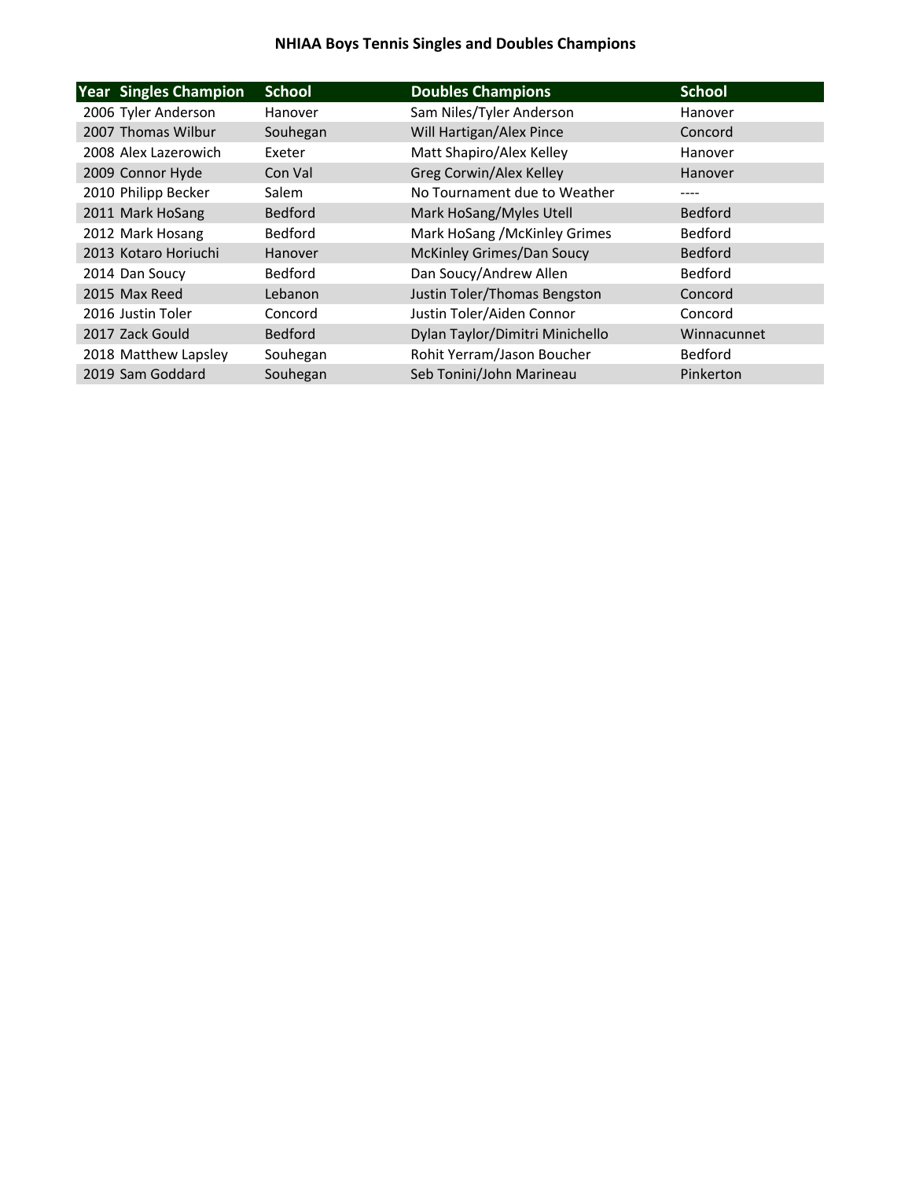### NHIAA Boys Tennis Singles and Doubles Champions

| Year | Singles Champion | School | Doubles Champions | School |
|---|---|---|---|---|
| 2006 | Tyler Anderson | Hanover | Sam Niles/Tyler Anderson | Hanover |
| 2007 | Thomas Wilbur | Souhegan | Will Hartigan/Alex Pince | Concord |
| 2008 | Alex Lazerowich | Exeter | Matt Shapiro/Alex Kelley | Hanover |
| 2009 | Connor Hyde | Con Val | Greg Corwin/Alex Kelley | Hanover |
| 2010 | Philipp Becker | Salem | No Tournament due to Weather | ---- |
| 2011 | Mark HoSang | Bedford | Mark HoSang/Myles Utell | Bedford |
| 2012 | Mark Hosang | Bedford | Mark HoSang /McKinley Grimes | Bedford |
| 2013 | Kotaro Horiuchi | Hanover | McKinley Grimes/Dan Soucy | Bedford |
| 2014 | Dan Soucy | Bedford | Dan Soucy/Andrew Allen | Bedford |
| 2015 | Max Reed | Lebanon | Justin Toler/Thomas Bengston | Concord |
| 2016 | Justin Toler | Concord | Justin Toler/Aiden Connor | Concord |
| 2017 | Zack Gould | Bedford | Dylan Taylor/Dimitri Minichello | Winnacunnet |
| 2018 | Matthew Lapsley | Souhegan | Rohit Yerram/Jason Boucher | Bedford |
| 2019 | Sam Goddard | Souhegan | Seb Tonini/John Marineau | Pinkerton |